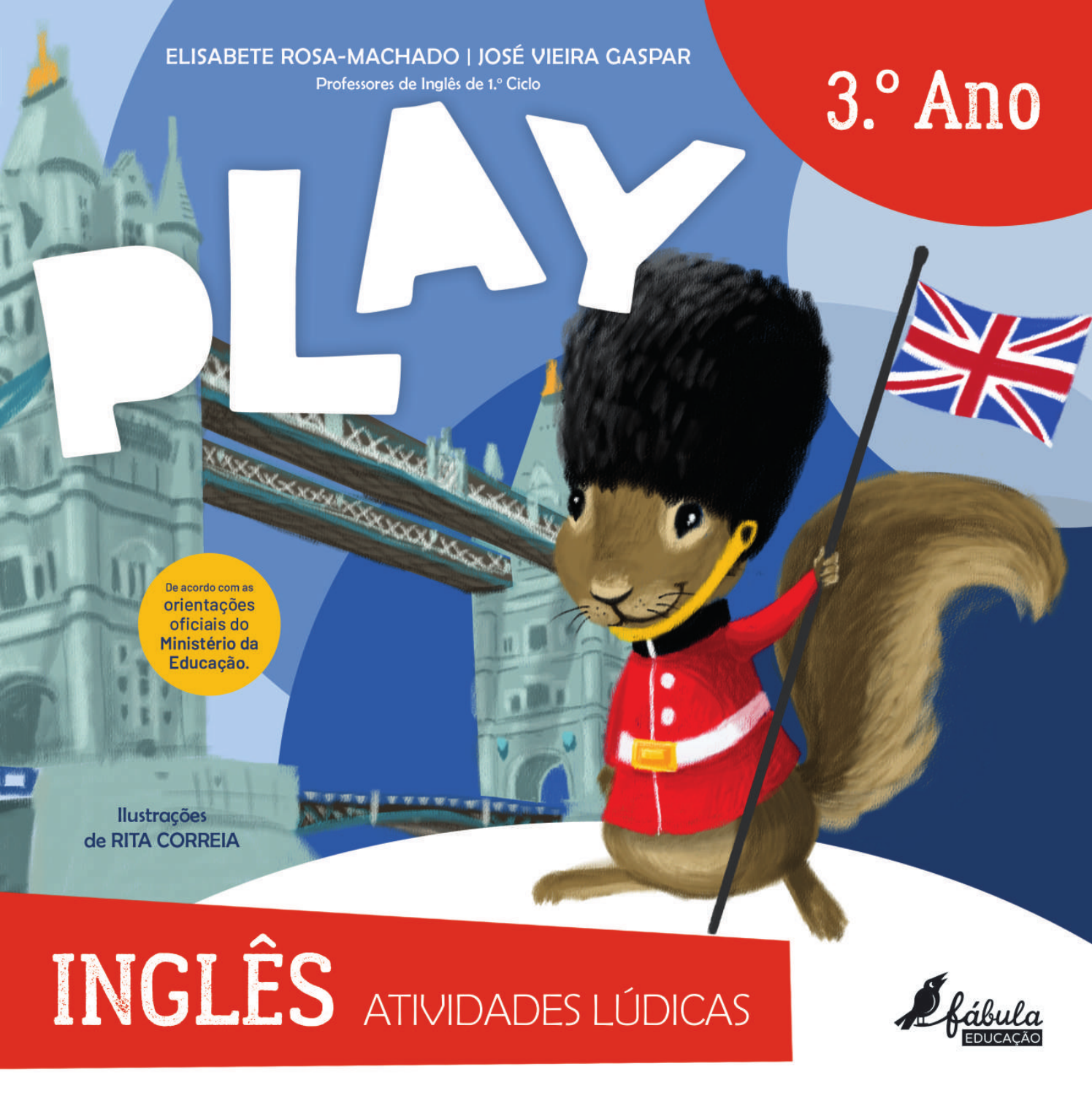ELISABETE ROSA-MACHADO | JOSÉ VIEIRA GASPAR

Professores de Inglês de 1.º Ciclo

# PLAY

## 3.º Ano

De acordo com as orientações oficiais do Ministério da Educação.

Ilustrações de RITA CORREIA

# INGLÊS ATIVIDADES LÚDICAS

fábula EDUCAÇÃO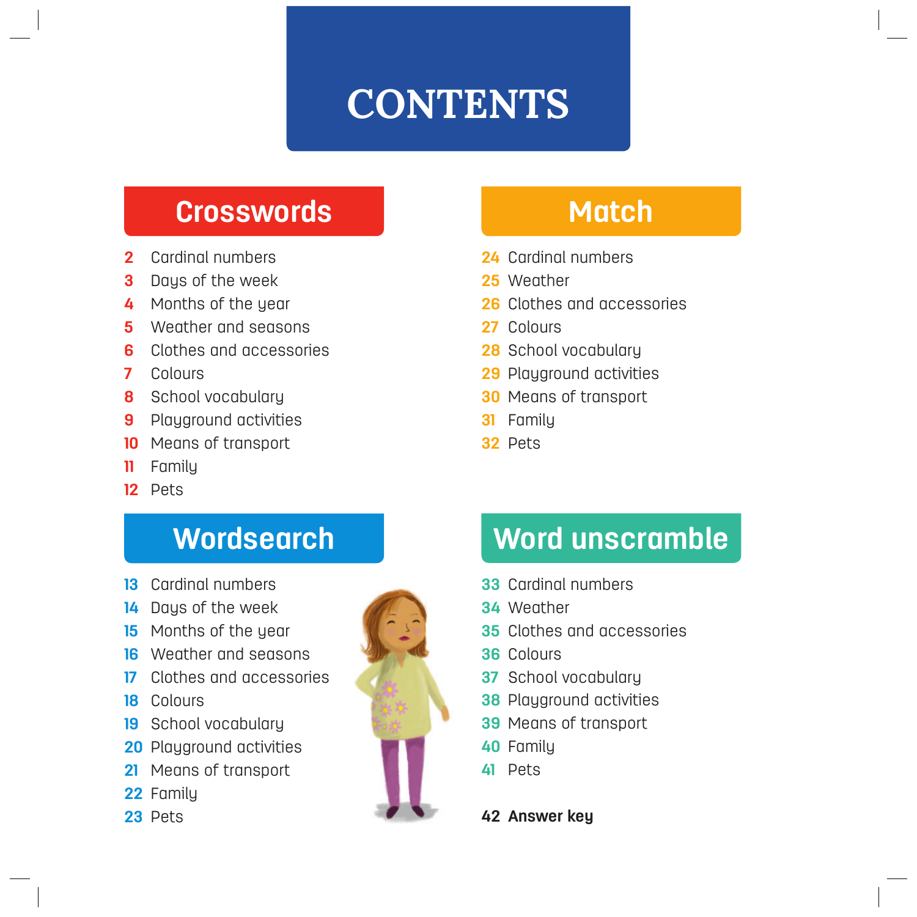# CONTENTS

## Crosswords

- **2** Cardinal numbers
- **3** Days of the week
- **4** Months of the year
- **5** Weather and seasons
- **6** Clothes and accessories
- **7** Colours
- **8** School vocabulary
- **9** Playground activities
- **10** Means of transport
- **11** Family
- **12** Pets

## Match

- **24** Cardinal numbers
- **25** Weather
- **26** Clothes and accessories
- **27** Colours
- **28** School vocabulary
- **29** Playground activities
- **30** Means of transport
- **31** Family
- **32** Pets

## Wordsearch

- **13** Cardinal numbers
- **14** Days of the week
- **15** Months of the year
- **16** Weather and seasons
- **17** Clothes and accessories
- **18** Colours
- **19** School vocabulary
- **20** Playground activities
- **21** Means of transport
- **22** Family
- **23** Pets

## Word unscramble

- **33** Cardinal numbers
- **34** Weather
- **35** Clothes and accessories
- **36** Colours
- **37** School vocabulary
- **38** Playground activities
- **39** Means of transport
- **40** Family
- **41** Pets

**42 Answer key**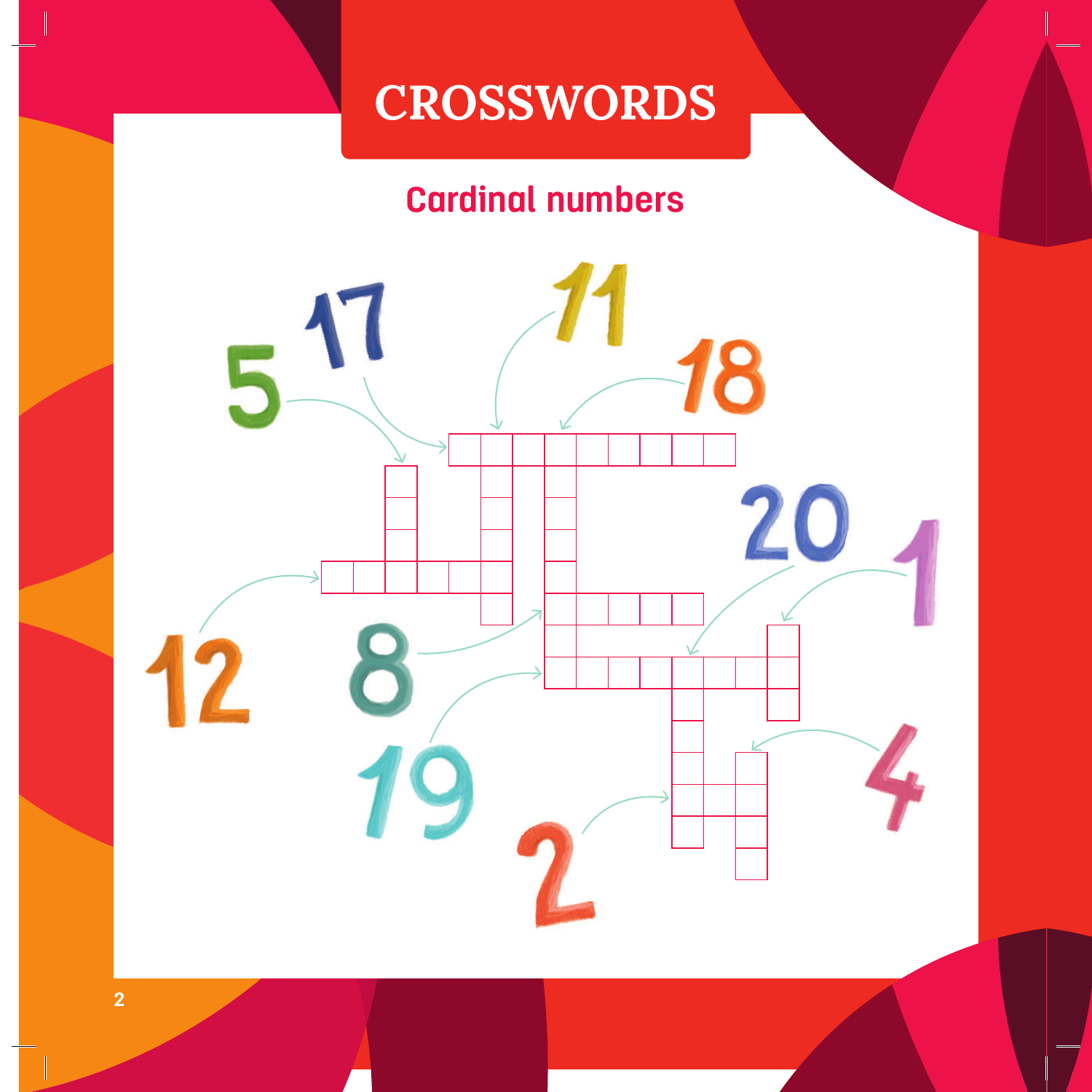# CROSSWORDS

## Cardinal numbers

5 17 11 18

20 1

12 8

19 4

2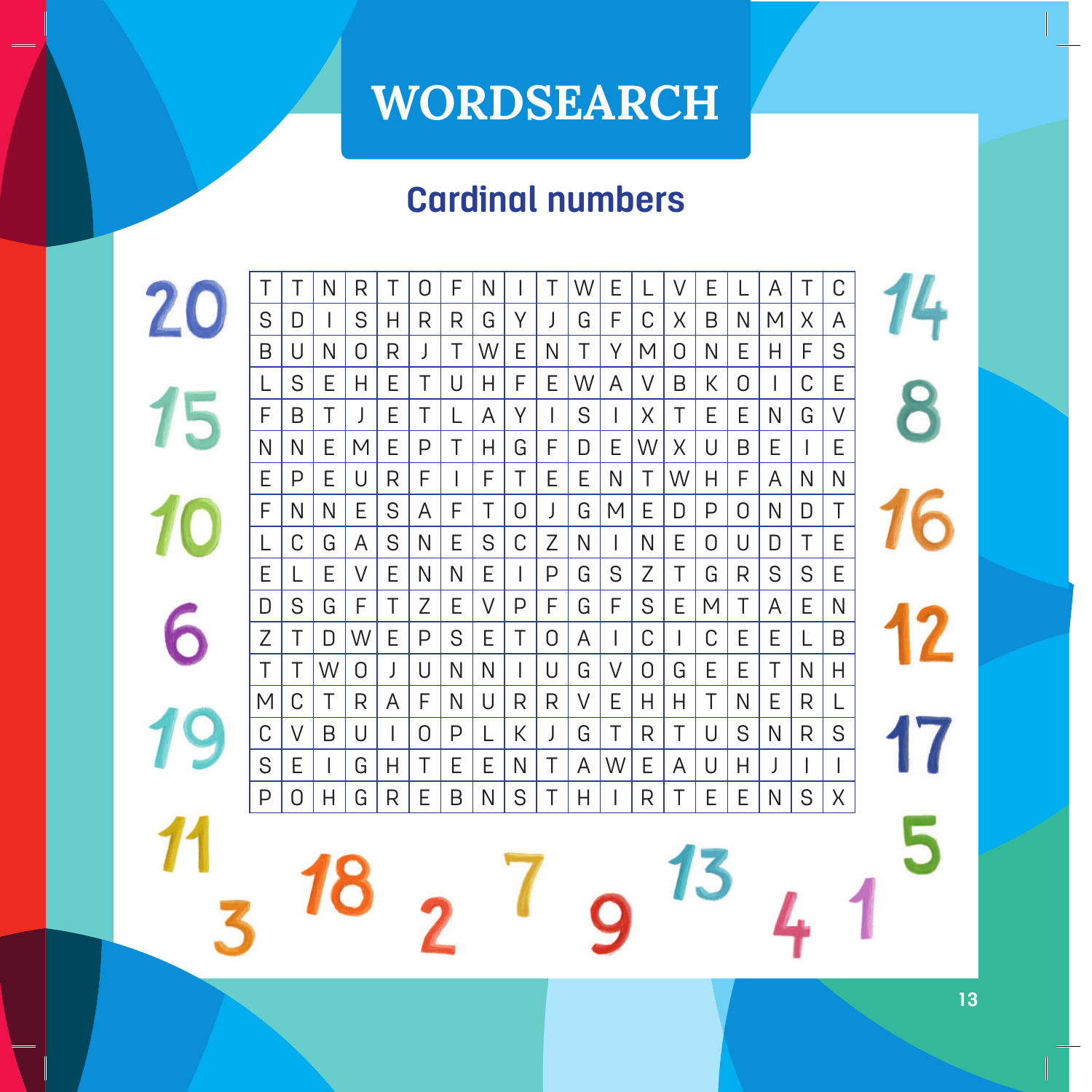# WORDSEARCH

## Cardinal numbers

| | | | | | | | | | | | | | | | | | | |
|---|---|---|---|---|---|---|---|---|---|---|---|---|---|---|---|---|---|---|
| T | T | N | R | T | O | F | N | I | T | W | E | L | V | E | L | A | T | C |
| S | D | I | S | H | R | R | G | Y | J | G | F | C | X | B | N | M | X | A |
| B | U | N | O | R | J | T | W | E | N | T | Y | M | O | N | E | H | F | S |
| L | S | E | H | E | T | U | H | F | E | W | A | V | B | K | O | I | C | E |
| F | B | T | J | E | T | L | A | Y | I | S | I | X | T | E | E | N | G | V |
| N | N | E | M | E | P | T | H | G | F | D | E | W | X | U | B | E | I | E |
| E | P | E | U | R | F | I | F | T | E | E | N | T | W | H | F | A | N | N |
| F | N | N | E | S | A | F | T | O | J | G | M | E | D | P | O | N | D | T |
| L | C | G | A | S | N | E | S | C | Z | N | I | N | E | O | U | D | T | E |
| E | L | E | V | E | N | N | E | I | P | G | S | Z | T | G | R | S | S | E |
| D | S | G | F | T | Z | E | V | P | F | G | F | S | E | M | T | A | E | N |
| Z | T | D | W | E | P | S | E | T | O | A | I | C | I | C | E | E | L | B |
| T | T | W | O | J | U | N | N | I | U | G | V | O | G | E | E | T | N | H |
| M | C | T | R | A | F | N | U | R | R | V | E | H | H | T | N | E | R | L |
| C | V | B | U | I | O | P | L | K | J | G | T | R | T | U | S | N | R | S |
| S | E | I | G | H | T | E | E | N | T | A | W | E | A | U | H | J | I | I |
| P | O | H | G | R | E | B | N | S | T | H | I | R | T | E | E | N | S | X |

20 15 10 6 19 11 3 18 2 7 9 13 4 1 5 17 12 16 8 14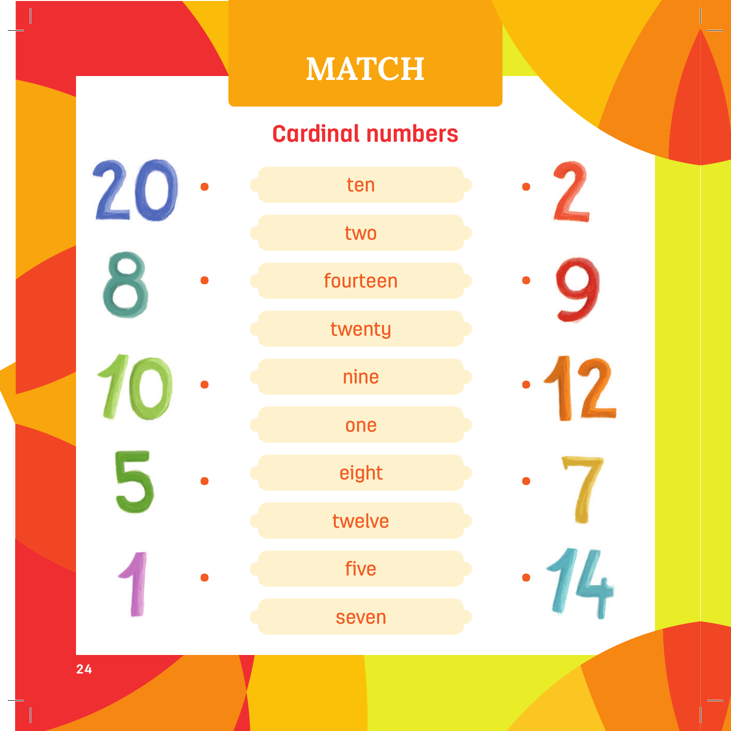# MATCH

## Cardinal numbers

| Number | Word | Number |
| --- | --- | --- |
| 20 | ten | 2 |
| | two | |
| 8 | fourteen | 9 |
| | twenty | |
| 10 | nine | 12 |
| | one | |
| 5 | eight | 7 |
| | twelve | |
| 1 | five | 14 |
| | seven | |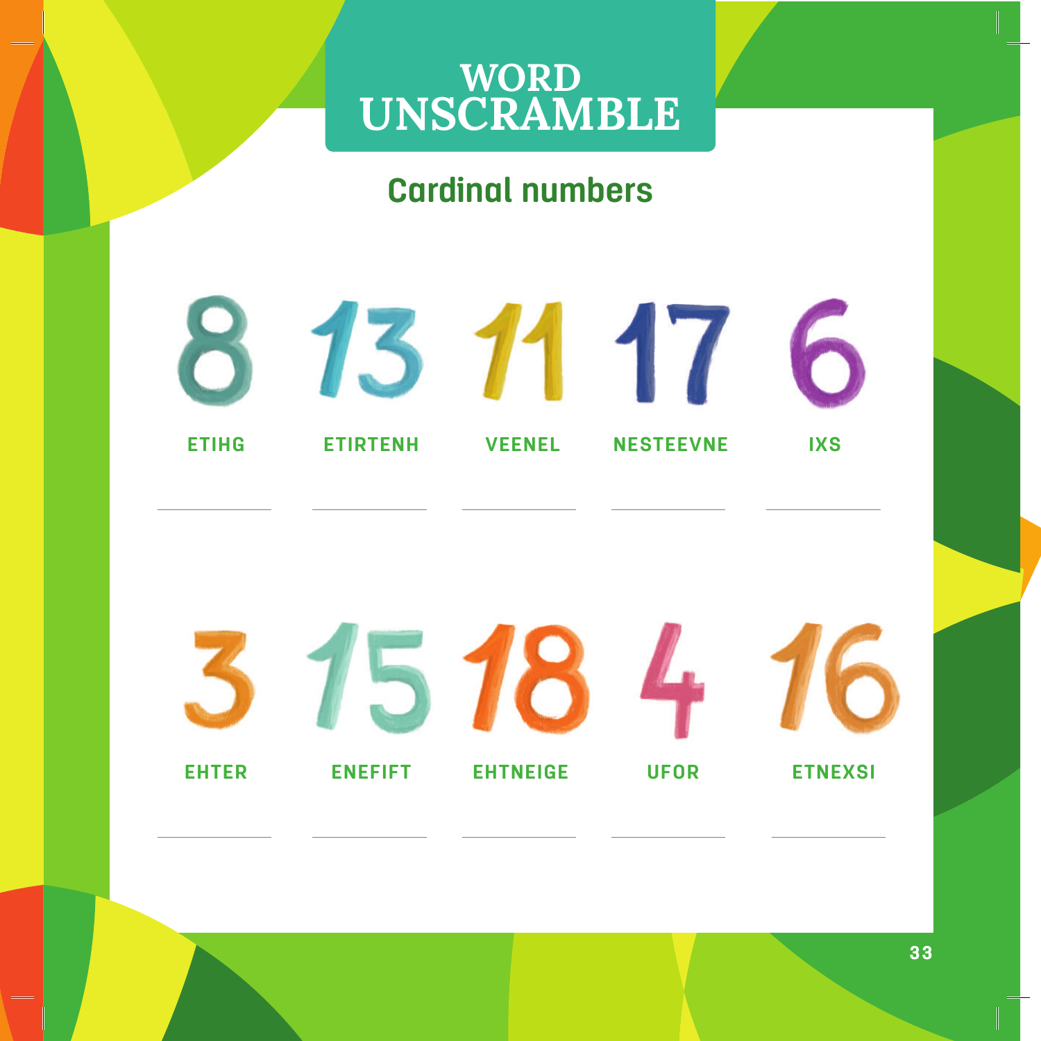# WORD UNSCRAMBLE

## Cardinal numbers

| 8 | 13 | 11 | 17 | 6 |
|---|---|---|---|---|
| ETIHG | ETIRTENH | VEENEL | NESTEEVNE | IXS |
| ________ | ________ | ________ | ________ | ________ |

| 3 | 15 | 18 | 4 | 16 |
|---|---|---|---|---|
| EHTER | ENEFIFT | EHTNEIGE | UFOR | ETNEXSI |
| ________ | ________ | ________ | ________ | ________ |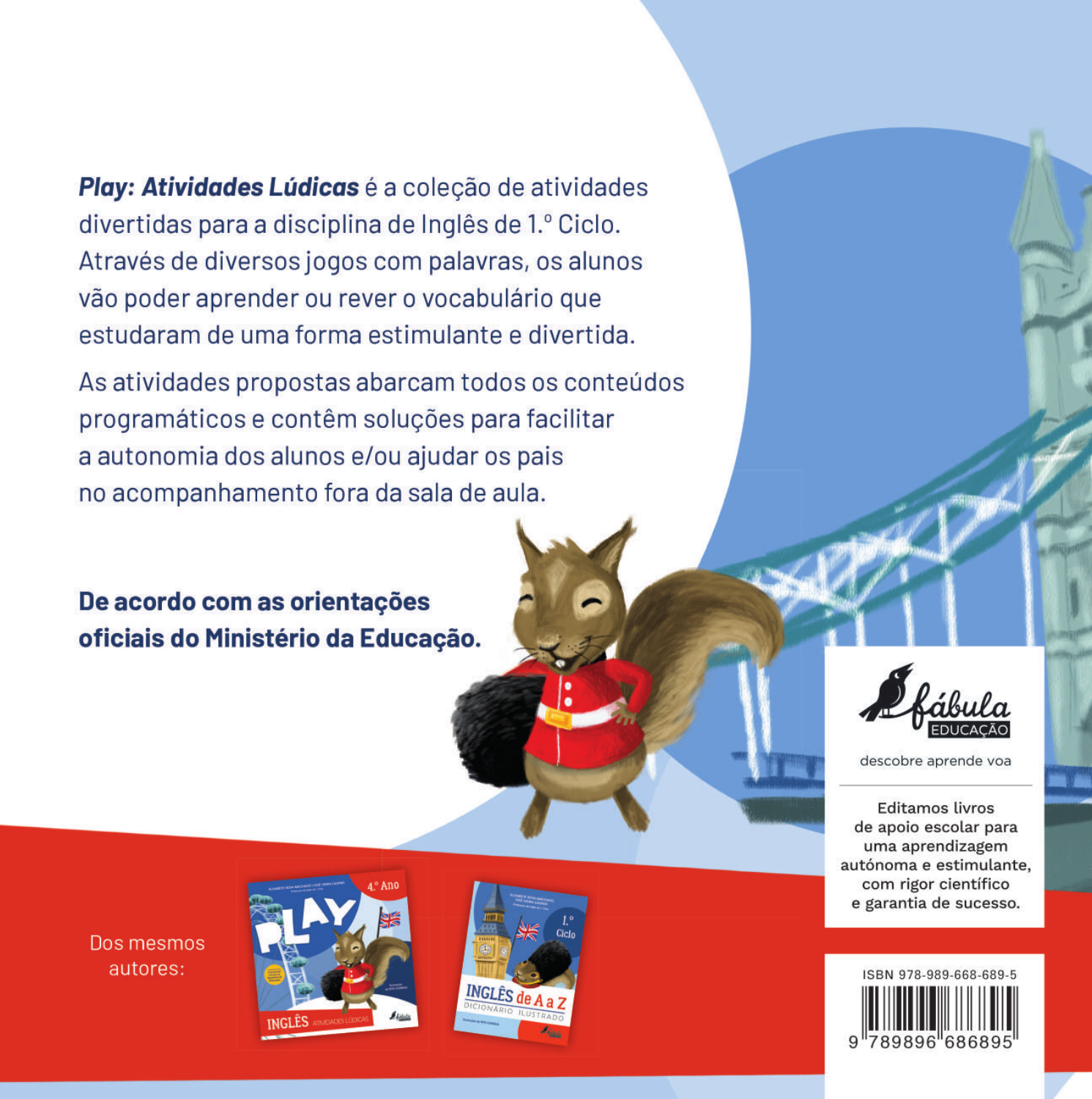***Play: Atividades Lúdicas*** é a coleção de atividades divertidas para a disciplina de Inglês de 1.º Ciclo. Através de diversos jogos com palavras, os alunos vão poder aprender ou rever o vocabulário que estudaram de uma forma estimulante e divertida.

As atividades propostas abarcam todos os conteúdos programáticos e contêm soluções para facilitar a autonomia dos alunos e/ou ajudar os pais no acompanhamento fora da sala de aula.

**De acordo com as orientações oficiais do Ministério da Educação.**

Dos mesmos autores:

fábula EDUCAÇÃO

descobre aprende voa

Editamos livros de apoio escolar para uma aprendizagem autónoma e estimulante, com rigor científico e garantia de sucesso.

ISBN 978-989-668-689-5

9 789896 686895